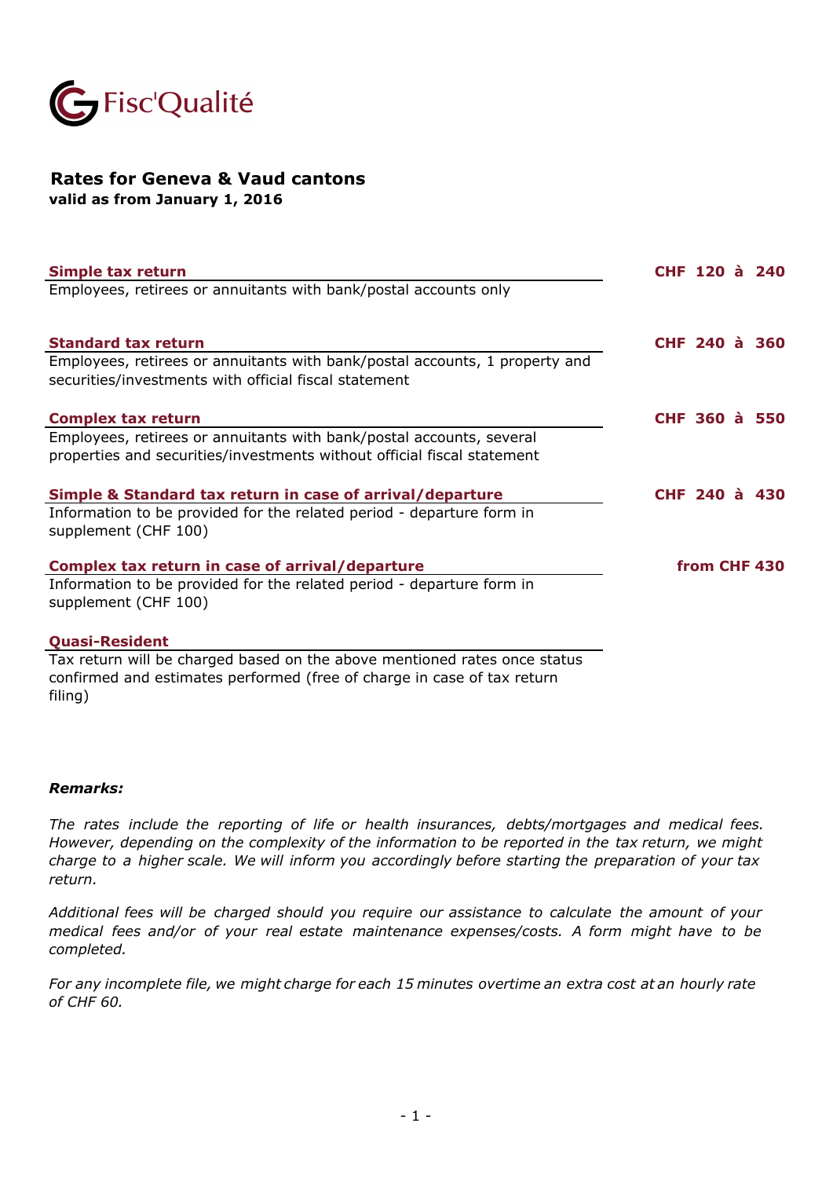Fisc'Qualité

# Rates for Geneva & Vaud cantons

**valid as from January 1, 2016**

**Simple tax return** — **CHF 120 à 240**

Employees, retirees or annuitants with bank/postal accounts only

**Standard tax return** — **CHF 240 à 360**

Employees, retirees or annuitants with bank/postal accounts, 1 property and securities/investments with official fiscal statement

**Complex tax return** — **CHF 360 à 550**

Employees, retirees or annuitants with bank/postal accounts, several properties and securities/investments without official fiscal statement

**Simple & Standard tax return in case of arrival/departure** — **CHF 240 à 430**

Information to be provided for the related period - departure form in supplement (CHF 100)

**Complex tax return in case of arrival/departure** — **from CHF 430**

Information to be provided for the related period - departure form in supplement (CHF 100)

**Quasi-Resident**

Tax return will be charged based on the above mentioned rates once status confirmed and estimates performed (free of charge in case of tax return filing)

***Remarks:***

*The rates include the reporting of life or health insurances, debts/mortgages and medical fees. However, depending on the complexity of the information to be reported in the tax return, we might charge to a higher scale. We will inform you accordingly before starting the preparation of your tax return.*

*Additional fees will be charged should you require our assistance to calculate the amount of your medical fees and/or of your real estate maintenance expenses/costs. A form might have to be completed.*

*For any incomplete file, we might charge for each 15 minutes overtime an extra cost at an hourly rate of CHF 60.*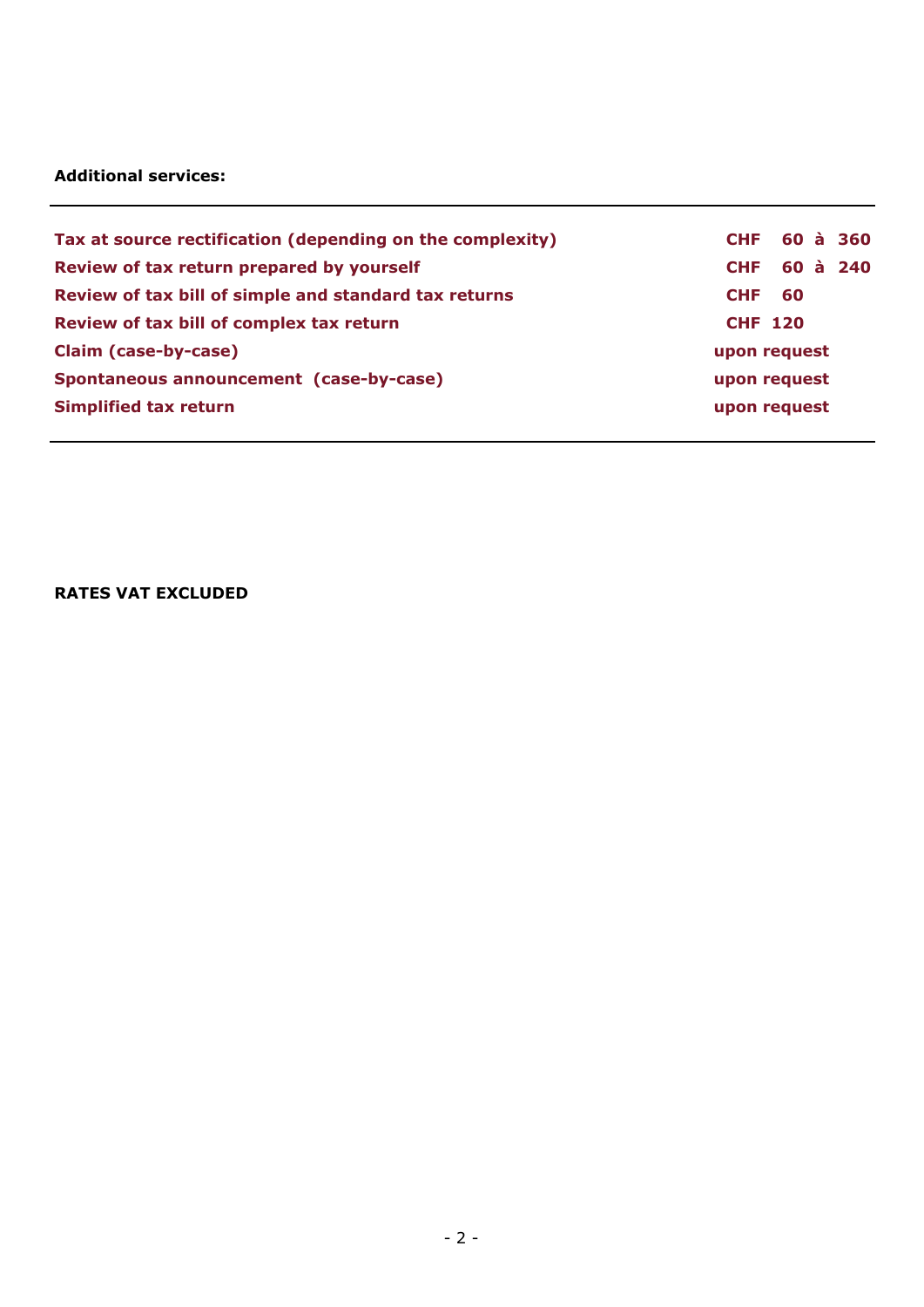**Additional services:**

| | |
|---|---|
| **Tax at source rectification (depending on the complexity)** | **CHF 60 à 360** |
| **Review of tax return prepared by yourself** | **CHF 60 à 240** |
| **Review of tax bill of simple and standard tax returns** | **CHF 60** |
| **Review of tax bill of complex tax return** | **CHF 120** |
| **Claim (case-by-case)** | **upon request** |
| **Spontaneous announcement (case-by-case)** | **upon request** |
| **Simplified tax return** | **upon request** |

**RATES VAT EXCLUDED**